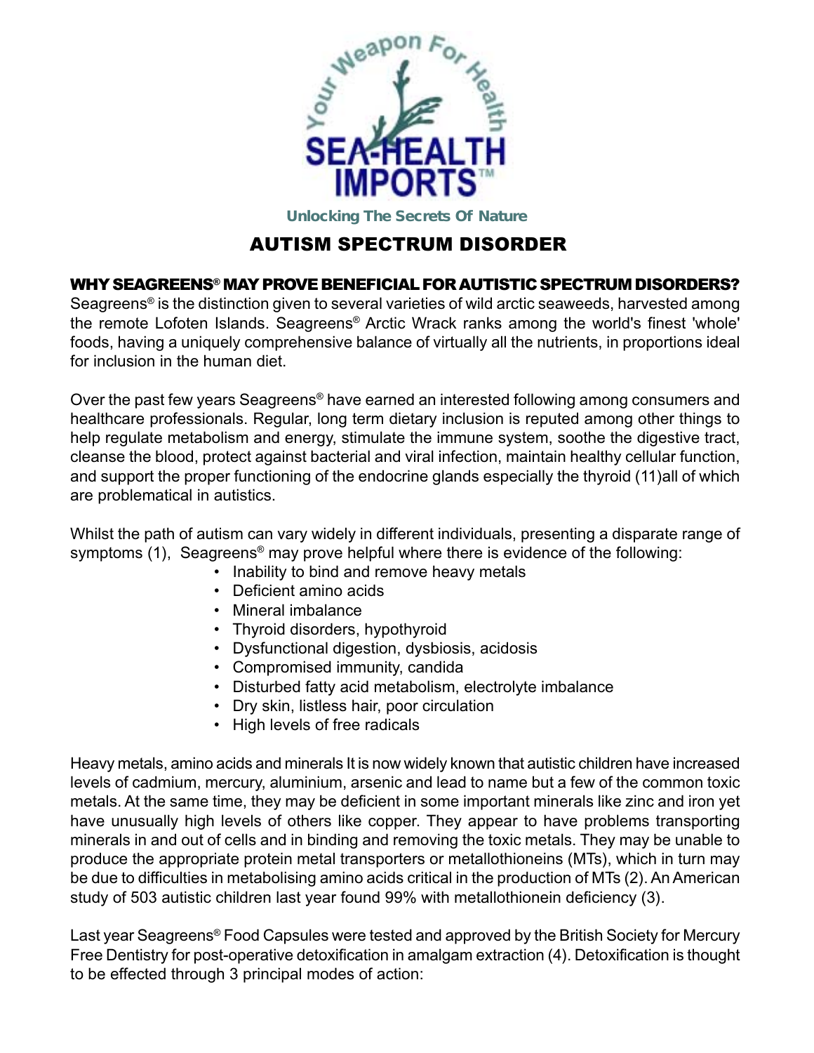Your Weapon For Health

SEA-HEALTH IMPORTS™

Unlocking The Secrets Of Nature

# AUTISM SPECTRUM DISORDER

## WHY SEAGREENS® MAY PROVE BENEFICIAL FOR AUTISTIC SPECTRUM DISORDERS?

Seagreens® is the distinction given to several varieties of wild arctic seaweeds, harvested among the remote Lofoten Islands. Seagreens® Arctic Wrack ranks among the world's finest 'whole' foods, having a uniquely comprehensive balance of virtually all the nutrients, in proportions ideal for inclusion in the human diet.

Over the past few years Seagreens® have earned an interested following among consumers and healthcare professionals. Regular, long term dietary inclusion is reputed among other things to help regulate metabolism and energy, stimulate the immune system, soothe the digestive tract, cleanse the blood, protect against bacterial and viral infection, maintain healthy cellular function, and support the proper functioning of the endocrine glands especially the thyroid (11)all of which are problematical in autistics.

Whilst the path of autism can vary widely in different individuals, presenting a disparate range of symptoms (1), Seagreens® may prove helpful where there is evidence of the following:

- Inability to bind and remove heavy metals
- Deficient amino acids
- Mineral imbalance
- Thyroid disorders, hypothyroid
- Dysfunctional digestion, dysbiosis, acidosis
- Compromised immunity, candida
- Disturbed fatty acid metabolism, electrolyte imbalance
- Dry skin, listless hair, poor circulation
- High levels of free radicals

Heavy metals, amino acids and minerals It is now widely known that autistic children have increased levels of cadmium, mercury, aluminium, arsenic and lead to name but a few of the common toxic metals. At the same time, they may be deficient in some important minerals like zinc and iron yet have unusually high levels of others like copper. They appear to have problems transporting minerals in and out of cells and in binding and removing the toxic metals. They may be unable to produce the appropriate protein metal transporters or metallothioneins (MTs), which in turn may be due to difficulties in metabolising amino acids critical in the production of MTs (2). An American study of 503 autistic children last year found 99% with metallothionein deficiency (3).

Last year Seagreens® Food Capsules were tested and approved by the British Society for Mercury Free Dentistry for post-operative detoxification in amalgam extraction (4). Detoxification is thought to be effected through 3 principal modes of action: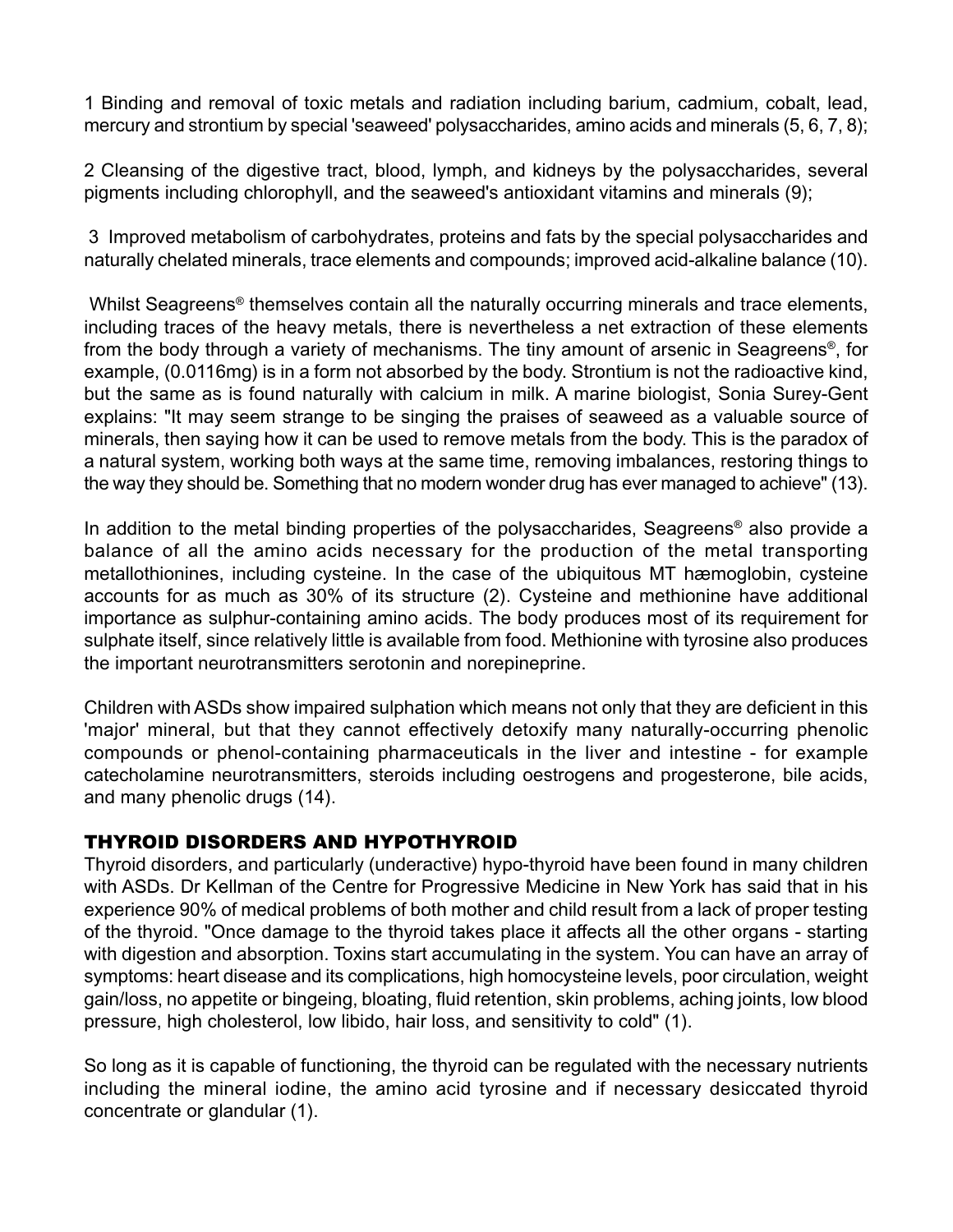1 Binding and removal of toxic metals and radiation including barium, cadmium, cobalt, lead, mercury and strontium by special 'seaweed' polysaccharides, amino acids and minerals (5, 6, 7, 8);

2 Cleansing of the digestive tract, blood, lymph, and kidneys by the polysaccharides, several pigments including chlorophyll, and the seaweed's antioxidant vitamins and minerals (9);

3 Improved metabolism of carbohydrates, proteins and fats by the special polysaccharides and naturally chelated minerals, trace elements and compounds; improved acid-alkaline balance (10).

Whilst Seagreens® themselves contain all the naturally occurring minerals and trace elements, including traces of the heavy metals, there is nevertheless a net extraction of these elements from the body through a variety of mechanisms. The tiny amount of arsenic in Seagreens®, for example, (0.0116mg) is in a form not absorbed by the body. Strontium is not the radioactive kind, but the same as is found naturally with calcium in milk. A marine biologist, Sonia Surey-Gent explains: "It may seem strange to be singing the praises of seaweed as a valuable source of minerals, then saying how it can be used to remove metals from the body. This is the paradox of a natural system, working both ways at the same time, removing imbalances, restoring things to the way they should be. Something that no modern wonder drug has ever managed to achieve" (13).

In addition to the metal binding properties of the polysaccharides, Seagreens® also provide a balance of all the amino acids necessary for the production of the metal transporting metallothionines, including cysteine. In the case of the ubiquitous MT hæmoglobin, cysteine accounts for as much as 30% of its structure (2). Cysteine and methionine have additional importance as sulphur-containing amino acids. The body produces most of its requirement for sulphate itself, since relatively little is available from food. Methionine with tyrosine also produces the important neurotransmitters serotonin and norepineprine.

Children with ASDs show impaired sulphation which means not only that they are deficient in this 'major' mineral, but that they cannot effectively detoxify many naturally-occurring phenolic compounds or phenol-containing pharmaceuticals in the liver and intestine - for example catecholamine neurotransmitters, steroids including oestrogens and progesterone, bile acids, and many phenolic drugs (14).

## THYROID DISORDERS AND HYPOTHYROID

Thyroid disorders, and particularly (underactive) hypo-thyroid have been found in many children with ASDs. Dr Kellman of the Centre for Progressive Medicine in New York has said that in his experience 90% of medical problems of both mother and child result from a lack of proper testing of the thyroid. "Once damage to the thyroid takes place it affects all the other organs - starting with digestion and absorption. Toxins start accumulating in the system. You can have an array of symptoms: heart disease and its complications, high homocysteine levels, poor circulation, weight gain/loss, no appetite or bingeing, bloating, fluid retention, skin problems, aching joints, low blood pressure, high cholesterol, low libido, hair loss, and sensitivity to cold" (1).

So long as it is capable of functioning, the thyroid can be regulated with the necessary nutrients including the mineral iodine, the amino acid tyrosine and if necessary desiccated thyroid concentrate or glandular (1).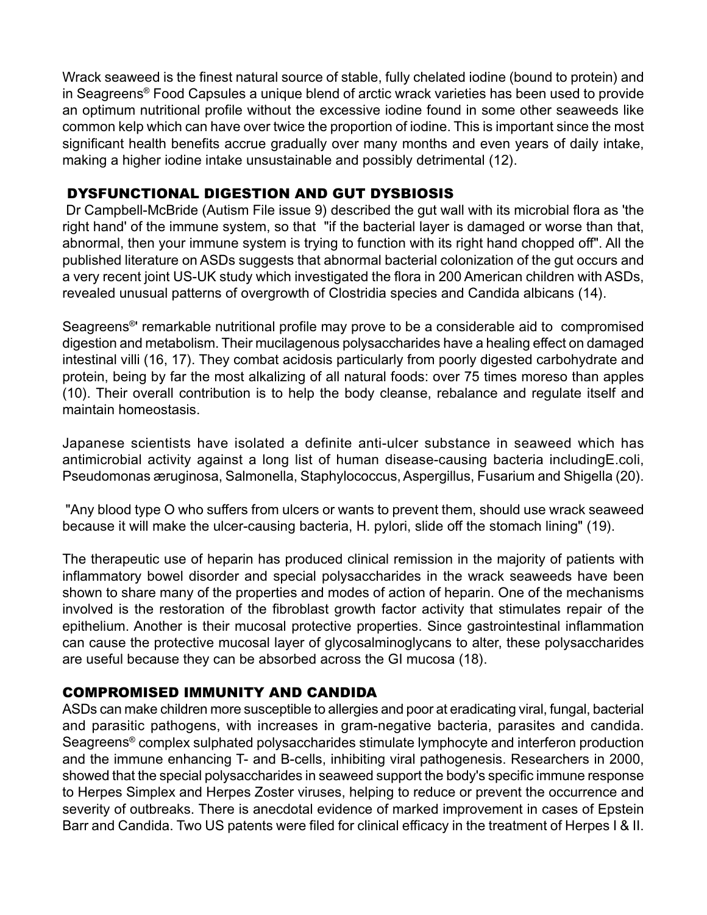Wrack seaweed is the finest natural source of stable, fully chelated iodine (bound to protein) and in Seagreens® Food Capsules a unique blend of arctic wrack varieties has been used to provide an optimum nutritional profile without the excessive iodine found in some other seaweeds like common kelp which can have over twice the proportion of iodine. This is important since the most significant health benefits accrue gradually over many months and even years of daily intake, making a higher iodine intake unsustainable and possibly detrimental (12).

## DYSFUNCTIONAL DIGESTION AND GUT DYSBIOSIS

Dr Campbell-McBride (Autism File issue 9) described the gut wall with its microbial flora as 'the right hand' of the immune system, so that "if the bacterial layer is damaged or worse than that, abnormal, then your immune system is trying to function with its right hand chopped off". All the published literature on ASDs suggests that abnormal bacterial colonization of the gut occurs and a very recent joint US-UK study which investigated the flora in 200 American children with ASDs, revealed unusual patterns of overgrowth of Clostridia species and Candida albicans (14).

Seagreens®' remarkable nutritional profile may prove to be a considerable aid to compromised digestion and metabolism. Their mucilagenous polysaccharides have a healing effect on damaged intestinal villi (16, 17). They combat acidosis particularly from poorly digested carbohydrate and protein, being by far the most alkalizing of all natural foods: over 75 times moreso than apples (10). Their overall contribution is to help the body cleanse, rebalance and regulate itself and maintain homeostasis.

Japanese scientists have isolated a definite anti-ulcer substance in seaweed which has antimicrobial activity against a long list of human disease-causing bacteria includingE.coli, Pseudomonas æruginosa, Salmonella, Staphylococcus, Aspergillus, Fusarium and Shigella (20).

"Any blood type O who suffers from ulcers or wants to prevent them, should use wrack seaweed because it will make the ulcer-causing bacteria, H. pylori, slide off the stomach lining" (19).

The therapeutic use of heparin has produced clinical remission in the majority of patients with inflammatory bowel disorder and special polysaccharides in the wrack seaweeds have been shown to share many of the properties and modes of action of heparin. One of the mechanisms involved is the restoration of the fibroblast growth factor activity that stimulates repair of the epithelium. Another is their mucosal protective properties. Since gastrointestinal inflammation can cause the protective mucosal layer of glycosalminoglycans to alter, these polysaccharides are useful because they can be absorbed across the GI mucosa (18).

## COMPROMISED IMMUNITY AND CANDIDA

ASDs can make children more susceptible to allergies and poor at eradicating viral, fungal, bacterial and parasitic pathogens, with increases in gram-negative bacteria, parasites and candida. Seagreens® complex sulphated polysaccharides stimulate lymphocyte and interferon production and the immune enhancing T- and B-cells, inhibiting viral pathogenesis. Researchers in 2000, showed that the special polysaccharides in seaweed support the body's specific immune response to Herpes Simplex and Herpes Zoster viruses, helping to reduce or prevent the occurrence and severity of outbreaks. There is anecdotal evidence of marked improvement in cases of Epstein Barr and Candida. Two US patents were filed for clinical efficacy in the treatment of Herpes I & II.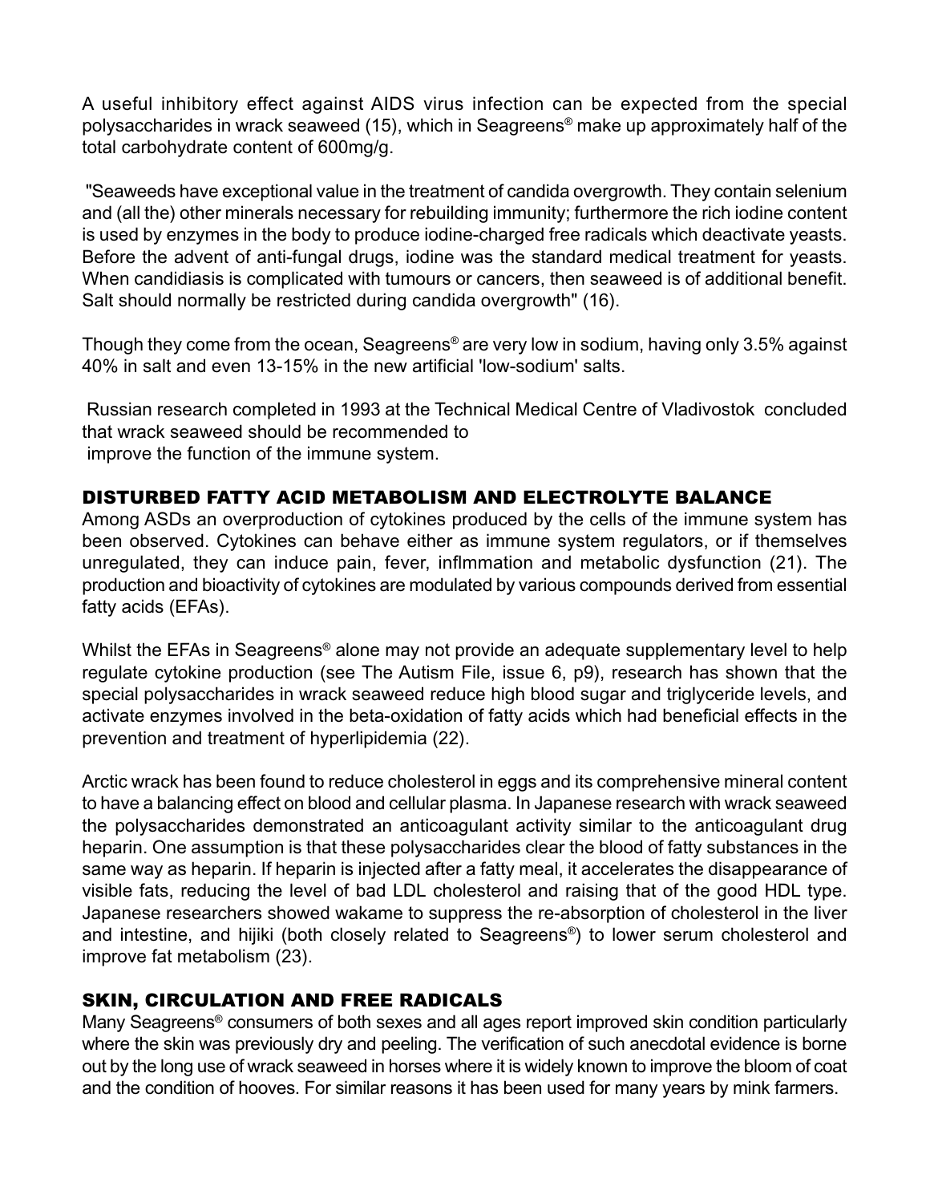A useful inhibitory effect against AIDS virus infection can be expected from the special polysaccharides in wrack seaweed (15), which in Seagreens® make up approximately half of the total carbohydrate content of 600mg/g.

"Seaweeds have exceptional value in the treatment of candida overgrowth. They contain selenium and (all the) other minerals necessary for rebuilding immunity; furthermore the rich iodine content is used by enzymes in the body to produce iodine-charged free radicals which deactivate yeasts. Before the advent of anti-fungal drugs, iodine was the standard medical treatment for yeasts. When candidiasis is complicated with tumours or cancers, then seaweed is of additional benefit. Salt should normally be restricted during candida overgrowth" (16).

Though they come from the ocean, Seagreens® are very low in sodium, having only 3.5% against 40% in salt and even 13-15% in the new artificial 'low-sodium' salts.

Russian research completed in 1993 at the Technical Medical Centre of Vladivostok concluded that wrack seaweed should be recommended to improve the function of the immune system.

## DISTURBED FATTY ACID METABOLISM AND ELECTROLYTE BALANCE

Among ASDs an overproduction of cytokines produced by the cells of the immune system has been observed. Cytokines can behave either as immune system regulators, or if themselves unregulated, they can induce pain, fever, inflmmation and metabolic dysfunction (21). The production and bioactivity of cytokines are modulated by various compounds derived from essential fatty acids (EFAs).

Whilst the EFAs in Seagreens® alone may not provide an adequate supplementary level to help regulate cytokine production (see The Autism File, issue 6, p9), research has shown that the special polysaccharides in wrack seaweed reduce high blood sugar and triglyceride levels, and activate enzymes involved in the beta-oxidation of fatty acids which had beneficial effects in the prevention and treatment of hyperlipidemia (22).

Arctic wrack has been found to reduce cholesterol in eggs and its comprehensive mineral content to have a balancing effect on blood and cellular plasma. In Japanese research with wrack seaweed the polysaccharides demonstrated an anticoagulant activity similar to the anticoagulant drug heparin. One assumption is that these polysaccharides clear the blood of fatty substances in the same way as heparin. If heparin is injected after a fatty meal, it accelerates the disappearance of visible fats, reducing the level of bad LDL cholesterol and raising that of the good HDL type. Japanese researchers showed wakame to suppress the re-absorption of cholesterol in the liver and intestine, and hijiki (both closely related to Seagreens®) to lower serum cholesterol and improve fat metabolism (23).

## SKIN, CIRCULATION AND FREE RADICALS

Many Seagreens® consumers of both sexes and all ages report improved skin condition particularly where the skin was previously dry and peeling. The verification of such anecdotal evidence is borne out by the long use of wrack seaweed in horses where it is widely known to improve the bloom of coat and the condition of hooves. For similar reasons it has been used for many years by mink farmers.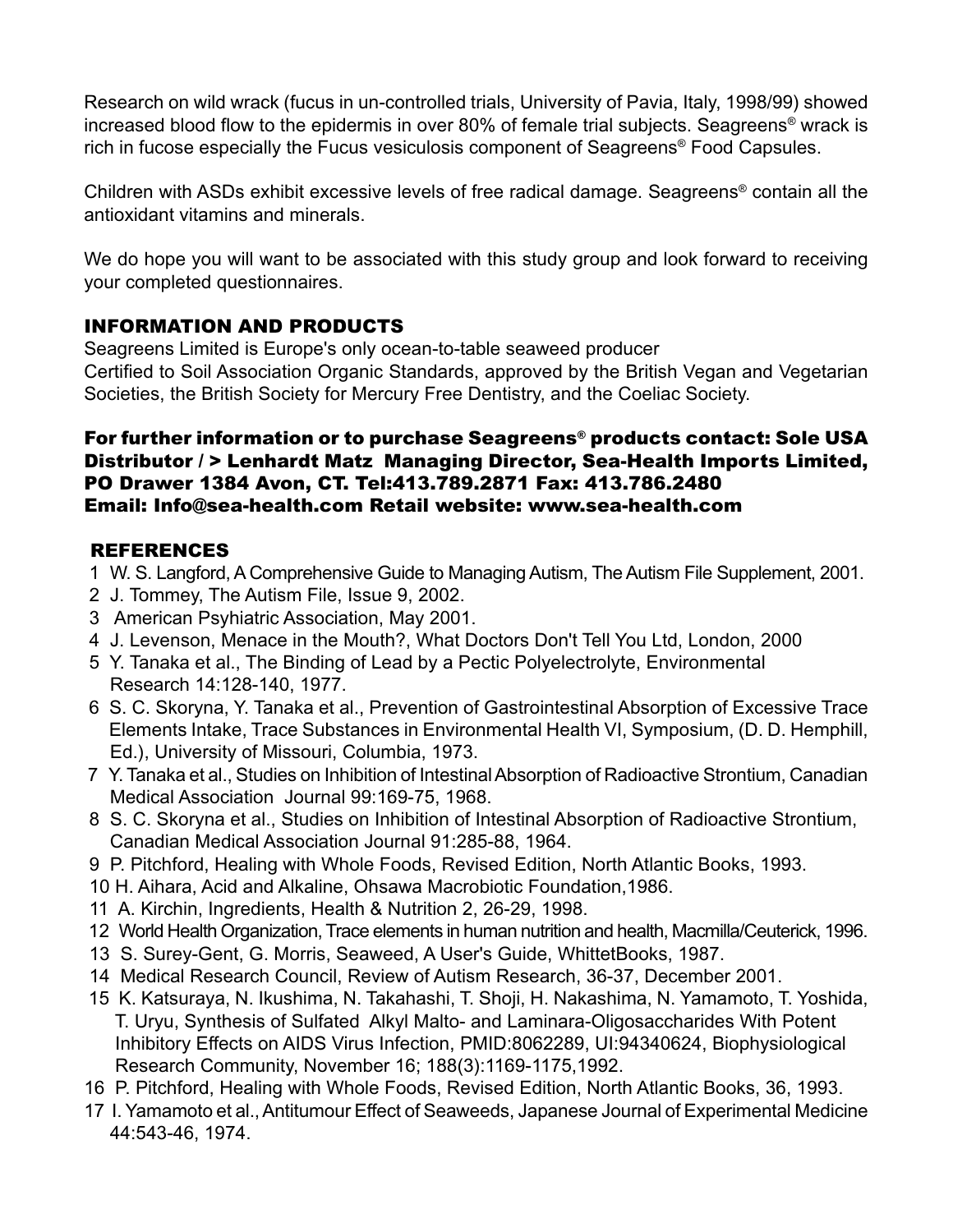Research on wild wrack (fucus in un-controlled trials, University of Pavia, Italy, 1998/99) showed increased blood flow to the epidermis in over 80% of female trial subjects. Seagreens® wrack is rich in fucose especially the Fucus vesiculosis component of Seagreens® Food Capsules.

Children with ASDs exhibit excessive levels of free radical damage. Seagreens® contain all the antioxidant vitamins and minerals.

We do hope you will want to be associated with this study group and look forward to receiving your completed questionnaires.

## INFORMATION AND PRODUCTS

Seagreens Limited is Europe's only ocean-to-table seaweed producer
Certified to Soil Association Organic Standards, approved by the British Vegan and Vegetarian Societies, the British Society for Mercury Free Dentistry, and the Coeliac Society.

**For further information or to purchase Seagreens® products contact: Sole USA Distributor / > Lenhardt Matz Managing Director, Sea-Health Imports Limited, PO Drawer 1384 Avon, CT. Tel:413.789.2871 Fax: 413.786.2480 Email: Info@sea-health.com Retail website: www.sea-health.com**

## REFERENCES

1 W. S. Langford, A Comprehensive Guide to Managing Autism, The Autism File Supplement, 2001.
2 J. Tommey, The Autism File, Issue 9, 2002.
3 American Psyhiatric Association, May 2001.
4 J. Levenson, Menace in the Mouth?, What Doctors Don't Tell You Ltd, London, 2000
5 Y. Tanaka et al., The Binding of Lead by a Pectic Polyelectrolyte, Environmental Research 14:128-140, 1977.
6 S. C. Skoryna, Y. Tanaka et al., Prevention of Gastrointestinal Absorption of Excessive Trace Elements Intake, Trace Substances in Environmental Health VI, Symposium, (D. D. Hemphill, Ed.), University of Missouri, Columbia, 1973.
7 Y. Tanaka et al., Studies on Inhibition of Intestinal Absorption of Radioactive Strontium, Canadian Medical Association Journal 99:169-75, 1968.
8 S. C. Skoryna et al., Studies on Inhibition of Intestinal Absorption of Radioactive Strontium, Canadian Medical Association Journal 91:285-88, 1964.
9 P. Pitchford, Healing with Whole Foods, Revised Edition, North Atlantic Books, 1993.
10 H. Aihara, Acid and Alkaline, Ohsawa Macrobiotic Foundation,1986.
11 A. Kirchin, Ingredients, Health & Nutrition 2, 26-29, 1998.
12 World Health Organization, Trace elements in human nutrition and health, Macmilla/Ceuterick, 1996.
13 S. Surey-Gent, G. Morris, Seaweed, A User's Guide, WhittetBooks, 1987.
14 Medical Research Council, Review of Autism Research, 36-37, December 2001.
15 K. Katsuraya, N. Ikushima, N. Takahashi, T. Shoji, H. Nakashima, N. Yamamoto, T. Yoshida, T. Uryu, Synthesis of Sulfated Alkyl Malto- and Laminara-Oligosaccharides With Potent Inhibitory Effects on AIDS Virus Infection, PMID:8062289, UI:94340624, Biophysiological Research Community, November 16; 188(3):1169-1175,1992.
16 P. Pitchford, Healing with Whole Foods, Revised Edition, North Atlantic Books, 36, 1993.
17 I. Yamamoto et al., Antitumour Effect of Seaweeds, Japanese Journal of Experimental Medicine 44:543-46, 1974.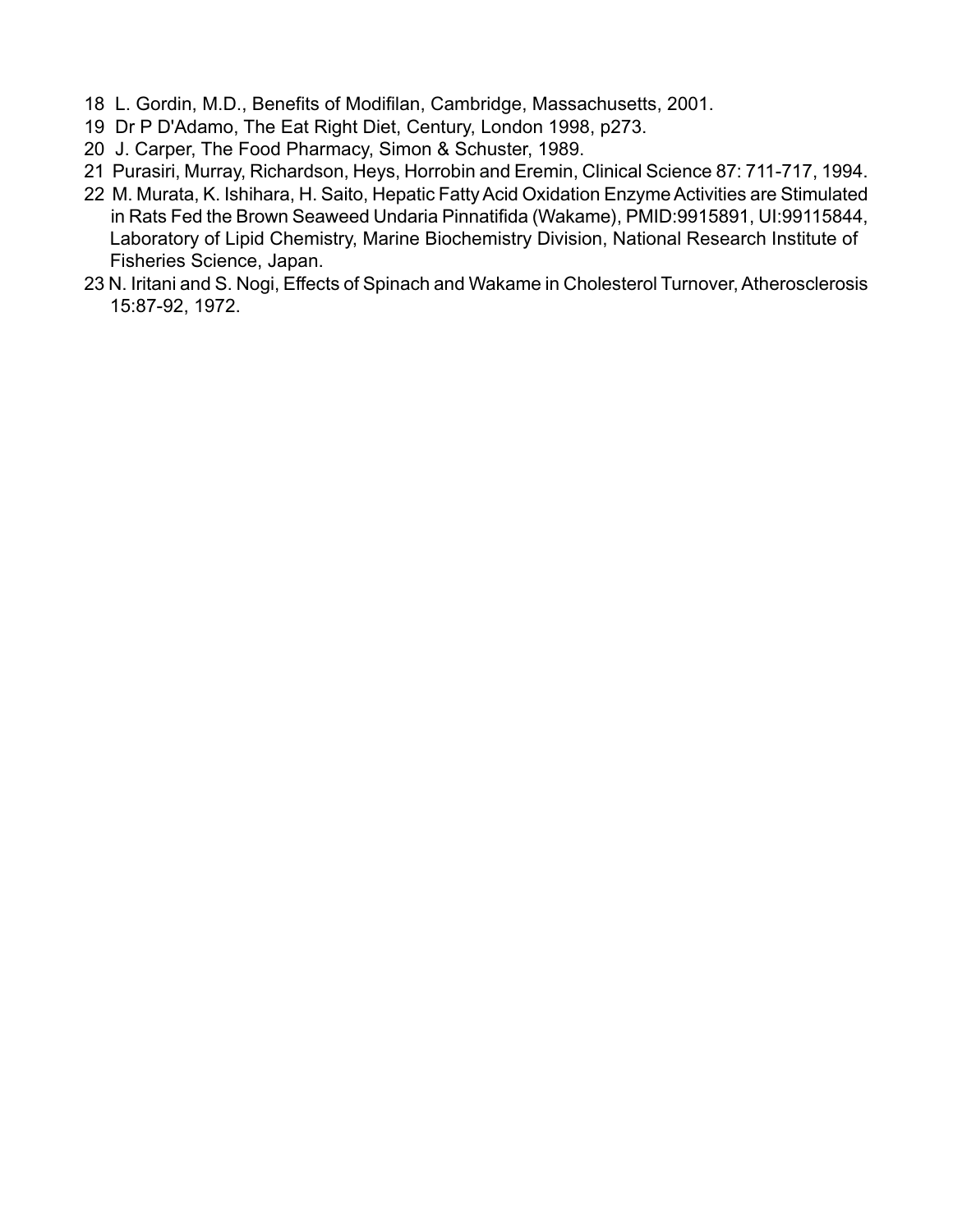18 L. Gordin, M.D., Benefits of Modifilan, Cambridge, Massachusetts, 2001.

19 Dr P D'Adamo, The Eat Right Diet, Century, London 1998, p273.

20 J. Carper, The Food Pharmacy, Simon & Schuster, 1989.

21 Purasiri, Murray, Richardson, Heys, Horrobin and Eremin, Clinical Science 87: 711-717, 1994.

22 M. Murata, K. Ishihara, H. Saito, Hepatic Fatty Acid Oxidation Enzyme Activities are Stimulated in Rats Fed the Brown Seaweed Undaria Pinnatifida (Wakame), PMID:9915891, UI:99115844, Laboratory of Lipid Chemistry, Marine Biochemistry Division, National Research Institute of Fisheries Science, Japan.

23 N. Iritani and S. Nogi, Effects of Spinach and Wakame in Cholesterol Turnover, Atherosclerosis 15:87-92, 1972.